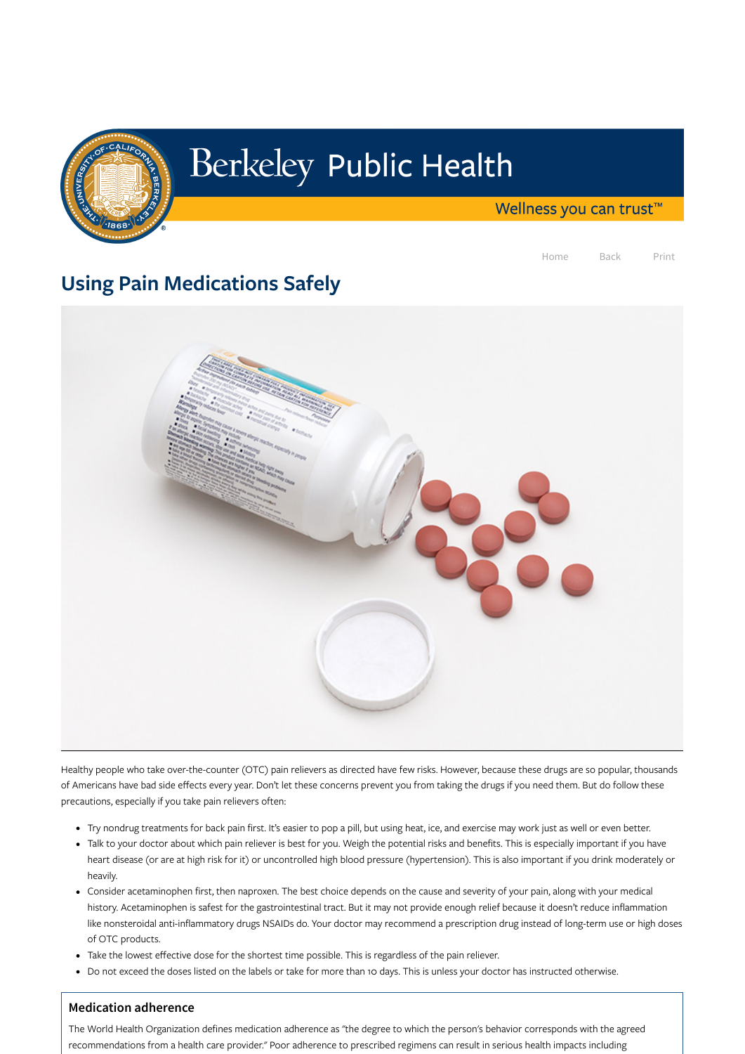Berkeley Public Health

Wellness you can trust™

# Using Pain Medications Safely

Healthy people who take over-the-counter (OTC) pain relievers as directed have few risks. However, because these drugs are so popular, thousands of Americans have bad side effects every year. Don't let these concerns prevent you from taking the drugs if you need them. But do follow these precautions, especially if you take pain relievers often:

- Try nondrug treatments for back pain first. It's easier to pop a pill, but using heat, ice, and exercise may work just as well or even better.
- Talk to your doctor about which pain reliever is best for you. Weigh the potential risks and benefits. This is especially important if you have heart disease (or are at high risk for it) or uncontrolled high blood pressure (hypertension). This is also important if you drink moderately or heavily.
- Consider acetaminophen first, then naproxen. The best choice depends on the cause and severity of your pain, along with your medical history. Acetaminophen is safest for the gastrointestinal tract. But it may not provide enough relief because it doesn't reduce inflammation like nonsteroidal anti-inflammatory drugs NSAIDs do. Your doctor may recommend a prescription drug instead of long-term use or high doses of OTC products.
- Take the lowest effective dose for the shortest time possible. This is regardless of the pain reliever.
- Do not exceed the doses listed on the labels or take for more than 10 days. This is unless your doctor has instructed otherwise.

## Medication adherence

The World Health Organization defines medication adherence as "the degree to which the person's behavior corresponds with the agreed recommendations from a health care provider." Poor adherence to prescribed regimens can result in serious health impacts including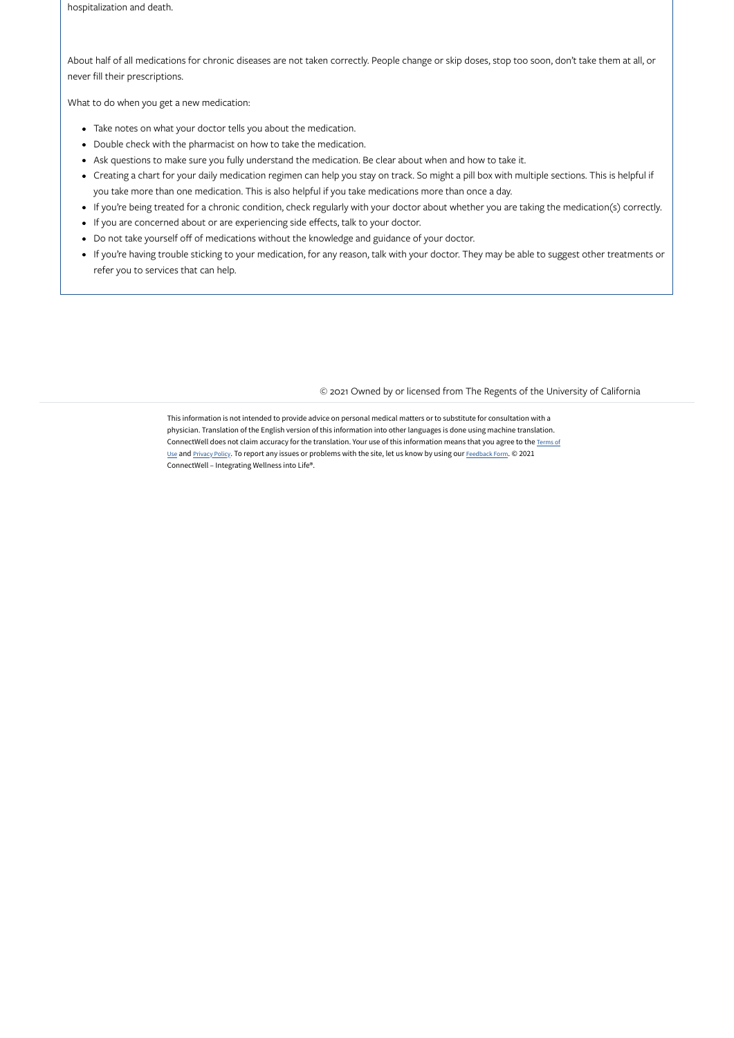hospitalization and death.

About half of all medications for chronic diseases are not taken correctly. People change or skip doses, stop too soon, don't take them at all, or never fill their prescriptions.

What to do when you get a new medication:

- Take notes on what your doctor tells you about the medication.
- Double check with the pharmacist on how to take the medication.
- Ask questions to make sure you fully understand the medication. Be clear about when and how to take it.
- Creating a chart for your daily medication regimen can help you stay on track. So might a pill box with multiple sections. This is helpful if you take more than one medication. This is also helpful if you take medications more than once a day.
- If you're being treated for a chronic condition, check regularly with your doctor about whether you are taking the medication(s) correctly.
- If you are concerned about or are experiencing side effects, talk to your doctor.
- Do not take yourself off of medications without the knowledge and guidance of your doctor.
- If you're having trouble sticking to your medication, for any reason, talk with your doctor. They may be able to suggest other treatments or refer you to services that can help.

© 2021 Owned by or licensed from The Regents of the University of California

This information is not intended to provide advice on personal medical matters or to substitute for consultation with a physician. Translation of the English version of this information into other languages is done using machine translation. ConnectWell does not claim accuracy for the translation. Your use of this information means that you agree to the Terms of Use and Privacy Policy. To report any issues or problems with the site, let us know by using our Feedback Form. © 2021 ConnectWell – Integrating Wellness into Life®.